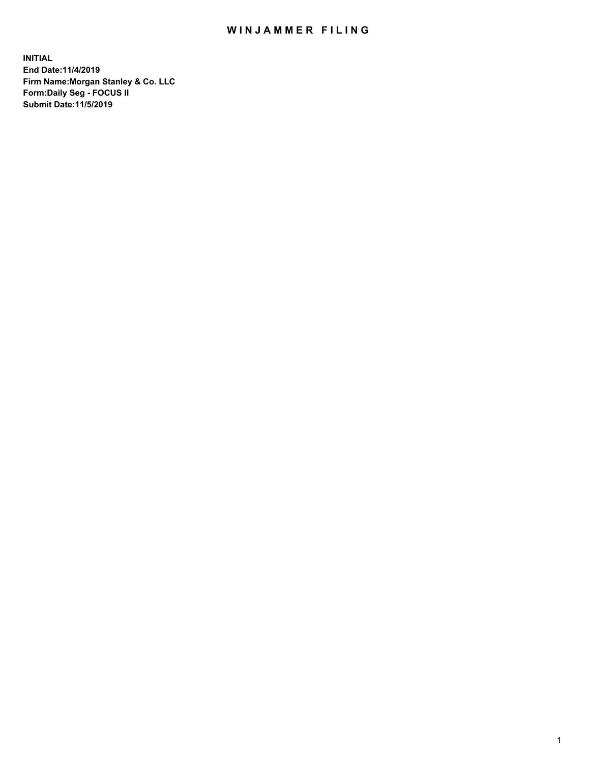# WINJAMMER FILING

**INITIAL**
**End Date:11/4/2019**
**Firm Name:Morgan Stanley & Co. LLC**
**Form:Daily Seg - FOCUS II**
**Submit Date:11/5/2019**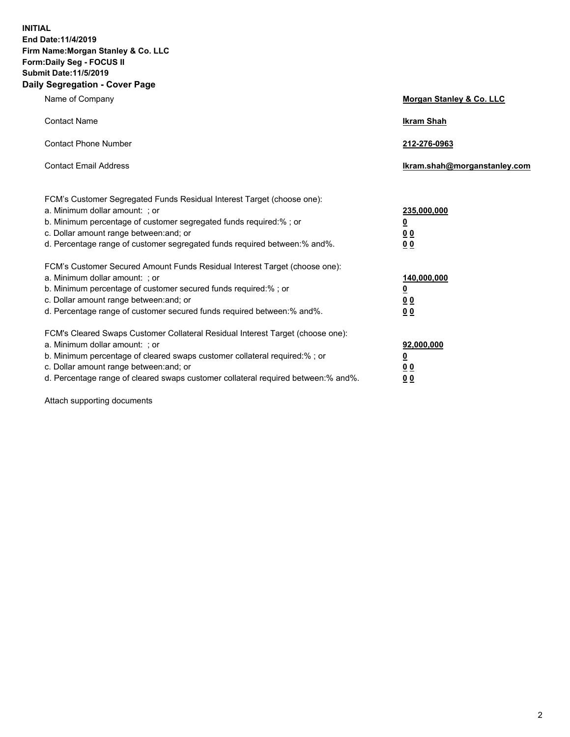**INITIAL**
**End Date:11/4/2019**
**Firm Name:Morgan Stanley & Co. LLC**
**Form:Daily Seg - FOCUS II**
**Submit Date:11/5/2019**

## Daily Segregation - Cover Page

| | |
|---|---|
| Name of Company | **Morgan Stanley & Co. LLC** |
| Contact Name | **Ikram Shah** |
| Contact Phone Number | **212-276-0963** |
| Contact Email Address | **Ikram.shah@morganstanley.com** |

| | |
|---|---|
| FCM's Customer Segregated Funds Residual Interest Target (choose one): | |
| a. Minimum dollar amount: ; or | **235,000,000** |
| b. Minimum percentage of customer segregated funds required:% ; or | **0** |
| c. Dollar amount range between:and; or | **0 0** |
| d. Percentage range of customer segregated funds required between:% and%. | **0 0** |
| FCM's Customer Secured Amount Funds Residual Interest Target (choose one): | |
| a. Minimum dollar amount: ; or | **140,000,000** |
| b. Minimum percentage of customer secured funds required:% ; or | **0** |
| c. Dollar amount range between:and; or | **0 0** |
| d. Percentage range of customer secured funds required between:% and%. | **0 0** |
| FCM's Cleared Swaps Customer Collateral Residual Interest Target (choose one): | |
| a. Minimum dollar amount: ; or | **92,000,000** |
| b. Minimum percentage of cleared swaps customer collateral required:% ; or | **0** |
| c. Dollar amount range between:and; or | **0 0** |
| d. Percentage range of cleared swaps customer collateral required between:% and%. | **0 0** |

Attach supporting documents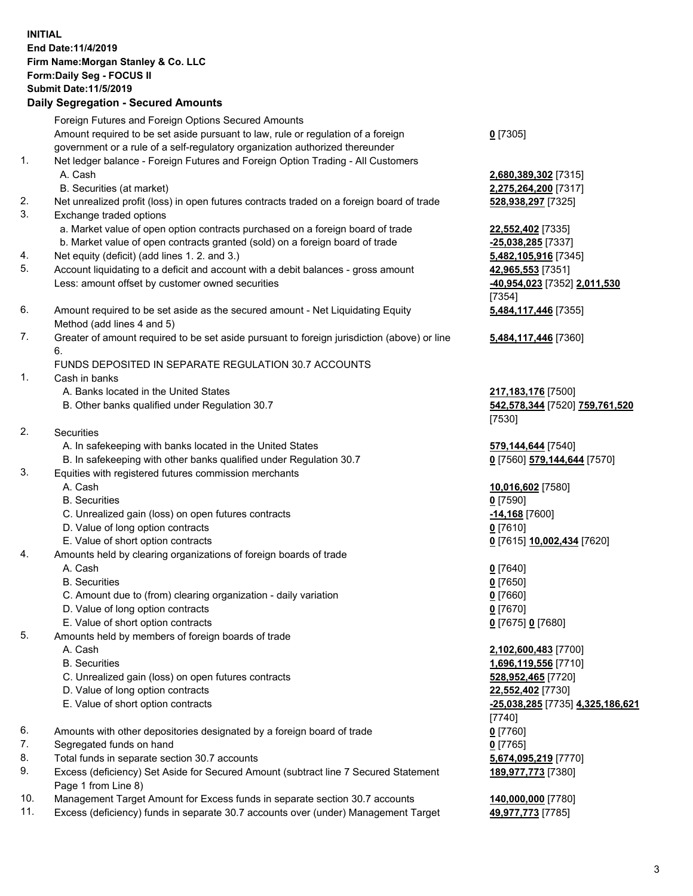**INITIAL**
**End Date:11/4/2019**
**Firm Name:Morgan Stanley & Co. LLC**
**Form:Daily Seg - FOCUS II**
**Submit Date:11/5/2019**

## Daily Segregation - Secured Amounts

| | | |
|---|---|---|
| | Foreign Futures and Foreign Options Secured Amounts | |
| | Amount required to be set aside pursuant to law, rule or regulation of a foreign government or a rule of a self-regulatory organization authorized thereunder | **0** [7305] |
| 1. | Net ledger balance - Foreign Futures and Foreign Option Trading - All Customers | |
| | A. Cash | **2,680,389,302** [7315] |
| | B. Securities (at market) | **2,275,264,200** [7317] |
| 2. | Net unrealized profit (loss) in open futures contracts traded on a foreign board of trade | **528,938,297** [7325] |
| 3. | Exchange traded options | |
| | a. Market value of open option contracts purchased on a foreign board of trade | **22,552,402** [7335] |
| | b. Market value of open contracts granted (sold) on a foreign board of trade | **-25,038,285** [7337] |
| 4. | Net equity (deficit) (add lines 1. 2. and 3.) | **5,482,105,916** [7345] |
| 5. | Account liquidating to a deficit and account with a debit balances - gross amount | **42,965,553** [7351] |
| | Less: amount offset by customer owned securities | **-40,954,023** [7352] **2,011,530** [7354] |
| 6. | Amount required to be set aside as the secured amount - Net Liquidating Equity Method (add lines 4 and 5) | **5,484,117,446** [7355] |
| 7. | Greater of amount required to be set aside pursuant to foreign jurisdiction (above) or line 6. | **5,484,117,446** [7360] |
| | FUNDS DEPOSITED IN SEPARATE REGULATION 30.7 ACCOUNTS | |
| 1. | Cash in banks | |
| | A. Banks located in the United States | **217,183,176** [7500] |
| | B. Other banks qualified under Regulation 30.7 | **542,578,344** [7520] **759,761,520** [7530] |
| 2. | Securities | |
| | A. In safekeeping with banks located in the United States | **579,144,644** [7540] |
| | B. In safekeeping with other banks qualified under Regulation 30.7 | **0** [7560] **579,144,644** [7570] |
| 3. | Equities with registered futures commission merchants | |
| | A. Cash | **10,016,602** [7580] |
| | B. Securities | **0** [7590] |
| | C. Unrealized gain (loss) on open futures contracts | **-14,168** [7600] |
| | D. Value of long option contracts | **0** [7610] |
| | E. Value of short option contracts | **0** [7615] **10,002,434** [7620] |
| 4. | Amounts held by clearing organizations of foreign boards of trade | |
| | A. Cash | **0** [7640] |
| | B. Securities | **0** [7650] |
| | C. Amount due to (from) clearing organization - daily variation | **0** [7660] |
| | D. Value of long option contracts | **0** [7670] |
| | E. Value of short option contracts | **0** [7675] **0** [7680] |
| 5. | Amounts held by members of foreign boards of trade | |
| | A. Cash | **2,102,600,483** [7700] |
| | B. Securities | **1,696,119,556** [7710] |
| | C. Unrealized gain (loss) on open futures contracts | **528,952,465** [7720] |
| | D. Value of long option contracts | **22,552,402** [7730] |
| | E. Value of short option contracts | **-25,038,285** [7735] **4,325,186,621** [7740] |
| 6. | Amounts with other depositories designated by a foreign board of trade | **0** [7760] |
| 7. | Segregated funds on hand | **0** [7765] |
| 8. | Total funds in separate section 30.7 accounts | **5,674,095,219** [7770] |
| 9. | Excess (deficiency) Set Aside for Secured Amount (subtract line 7 Secured Statement Page 1 from Line 8) | **189,977,773** [7380] |
| 10. | Management Target Amount for Excess funds in separate section 30.7 accounts | **140,000,000** [7780] |
| 11. | Excess (deficiency) funds in separate 30.7 accounts over (under) Management Target | **49,977,773** [7785] |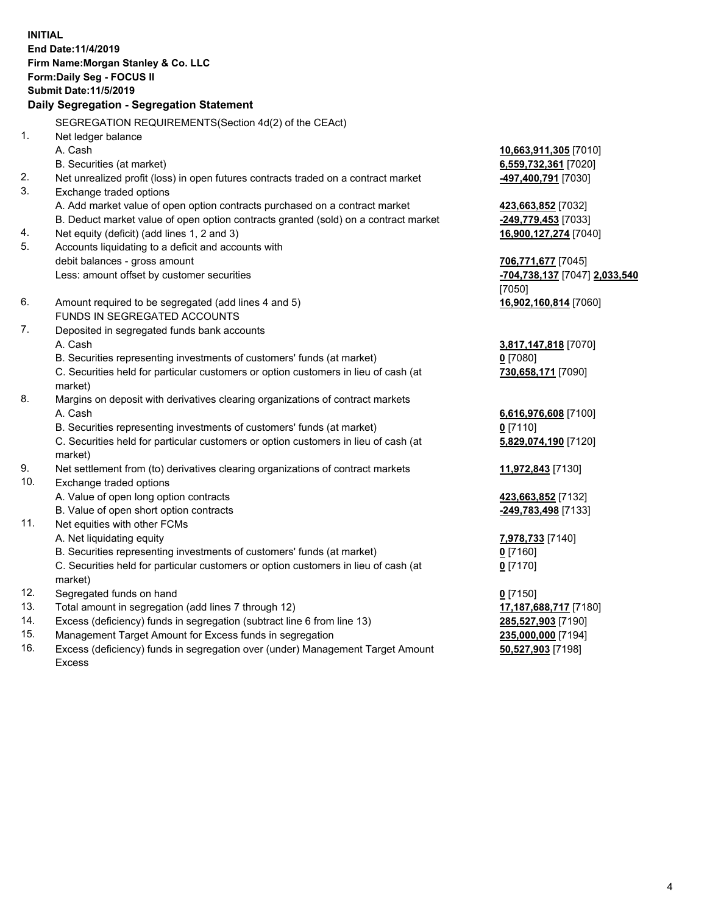**INITIAL**
**End Date:11/4/2019**
**Firm Name:Morgan Stanley & Co. LLC**
**Form:Daily Seg - FOCUS II**
**Submit Date:11/5/2019**

## Daily Segregation - Segregation Statement

SEGREGATION REQUIREMENTS(Section 4d(2) of the CEAct)

| | | |
|---|---|---|
| 1. | Net ledger balance | |
| | A. Cash | **10,663,911,305** [7010] |
| | B. Securities (at market) | **6,559,732,361** [7020] |
| 2. | Net unrealized profit (loss) in open futures contracts traded on a contract market | **-497,400,791** [7030] |
| 3. | Exchange traded options | |
| | A. Add market value of open option contracts purchased on a contract market | **423,663,852** [7032] |
| | B. Deduct market value of open option contracts granted (sold) on a contract market | **-249,779,453** [7033] |
| 4. | Net equity (deficit) (add lines 1, 2 and 3) | **16,900,127,274** [7040] |
| 5. | Accounts liquidating to a deficit and accounts with debit balances - gross amount | **706,771,677** [7045] |
| | Less: amount offset by customer securities | **-704,738,137** [7047] **2,033,540** [7050] |
| 6. | Amount required to be segregated (add lines 4 and 5) | **16,902,160,814** [7060] |
| | FUNDS IN SEGREGATED ACCOUNTS | |
| 7. | Deposited in segregated funds bank accounts | |
| | A. Cash | **3,817,147,818** [7070] |
| | B. Securities representing investments of customers' funds (at market) | **0** [7080] |
| | C. Securities held for particular customers or option customers in lieu of cash (at market) | **730,658,171** [7090] |
| 8. | Margins on deposit with derivatives clearing organizations of contract markets | |
| | A. Cash | **6,616,976,608** [7100] |
| | B. Securities representing investments of customers' funds (at market) | **0** [7110] |
| | C. Securities held for particular customers or option customers in lieu of cash (at market) | **5,829,074,190** [7120] |
| 9. | Net settlement from (to) derivatives clearing organizations of contract markets | **11,972,843** [7130] |
| 10. | Exchange traded options | |
| | A. Value of open long option contracts | **423,663,852** [7132] |
| | B. Value of open short option contracts | **-249,783,498** [7133] |
| 11. | Net equities with other FCMs | |
| | A. Net liquidating equity | **7,978,733** [7140] |
| | B. Securities representing investments of customers' funds (at market) | **0** [7160] |
| | C. Securities held for particular customers or option customers in lieu of cash (at market) | **0** [7170] |
| 12. | Segregated funds on hand | **0** [7150] |
| 13. | Total amount in segregation (add lines 7 through 12) | **17,187,688,717** [7180] |
| 14. | Excess (deficiency) funds in segregation (subtract line 6 from line 13) | **285,527,903** [7190] |
| 15. | Management Target Amount for Excess funds in segregation | **235,000,000** [7194] |
| 16. | Excess (deficiency) funds in segregation over (under) Management Target Amount Excess | **50,527,903** [7198] |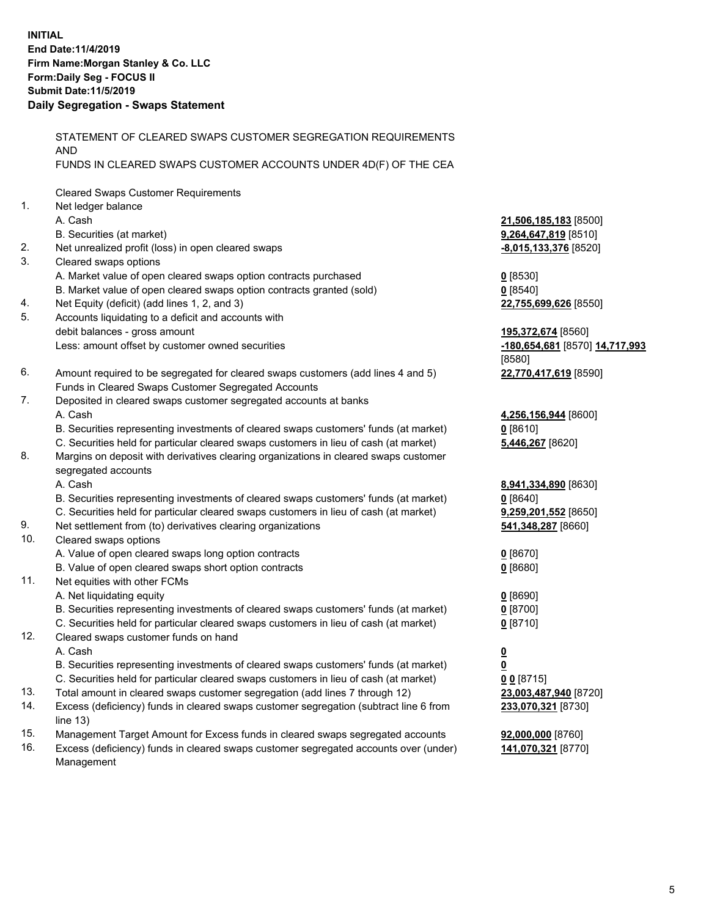**INITIAL**
**End Date:11/4/2019**
**Firm Name:Morgan Stanley & Co. LLC**
**Form:Daily Seg - FOCUS II**
**Submit Date:11/5/2019**
**Daily Segregation - Swaps Statement**

STATEMENT OF CLEARED SWAPS CUSTOMER SEGREGATION REQUIREMENTS AND FUNDS IN CLEARED SWAPS CUSTOMER ACCOUNTS UNDER 4D(F) OF THE CEA

| | | |
|---|---|---|
| | Cleared Swaps Customer Requirements | |
| 1. | Net ledger balance | |
| | A. Cash | **21,506,185,183** [8500] |
| | B. Securities (at market) | **9,264,647,819** [8510] |
| 2. | Net unrealized profit (loss) in open cleared swaps | **-8,015,133,376** [8520] |
| 3. | Cleared swaps options | |
| | A. Market value of open cleared swaps option contracts purchased | **0** [8530] |
| | B. Market value of open cleared swaps option contracts granted (sold) | **0** [8540] |
| 4. | Net Equity (deficit) (add lines 1, 2, and 3) | **22,755,699,626** [8550] |
| 5. | Accounts liquidating to a deficit and accounts with debit balances - gross amount | **195,372,674** [8560] |
| | Less: amount offset by customer owned securities | **-180,654,681** [8570] **14,717,993** [8580] |
| 6. | Amount required to be segregated for cleared swaps customers (add lines 4 and 5) | **22,770,417,619** [8590] |
| | Funds in Cleared Swaps Customer Segregated Accounts | |
| 7. | Deposited in cleared swaps customer segregated accounts at banks | |
| | A. Cash | **4,256,156,944** [8600] |
| | B. Securities representing investments of cleared swaps customers' funds (at market) | **0** [8610] |
| | C. Securities held for particular cleared swaps customers in lieu of cash (at market) | **5,446,267** [8620] |
| 8. | Margins on deposit with derivatives clearing organizations in cleared swaps customer segregated accounts | |
| | A. Cash | **8,941,334,890** [8630] |
| | B. Securities representing investments of cleared swaps customers' funds (at market) | **0** [8640] |
| | C. Securities held for particular cleared swaps customers in lieu of cash (at market) | **9,259,201,552** [8650] |
| 9. | Net settlement from (to) derivatives clearing organizations | **541,348,287** [8660] |
| 10. | Cleared swaps options | |
| | A. Value of open cleared swaps long option contracts | **0** [8670] |
| | B. Value of open cleared swaps short option contracts | **0** [8680] |
| 11. | Net equities with other FCMs | |
| | A. Net liquidating equity | **0** [8690] |
| | B. Securities representing investments of cleared swaps customers' funds (at market) | **0** [8700] |
| | C. Securities held for particular cleared swaps customers in lieu of cash (at market) | **0** [8710] |
| 12. | Cleared swaps customer funds on hand | |
| | A. Cash | **0** |
| | B. Securities representing investments of cleared swaps customers' funds (at market) | **0** |
| | C. Securities held for particular cleared swaps customers in lieu of cash (at market) | **0** **0** [8715] |
| 13. | Total amount in cleared swaps customer segregation (add lines 7 through 12) | **23,003,487,940** [8720] |
| 14. | Excess (deficiency) funds in cleared swaps customer segregation (subtract line 6 from line 13) | **233,070,321** [8730] |
| 15. | Management Target Amount for Excess funds in cleared swaps segregated accounts | **92,000,000** [8760] |
| 16. | Excess (deficiency) funds in cleared swaps customer segregated accounts over (under) Management | **141,070,321** [8770] |